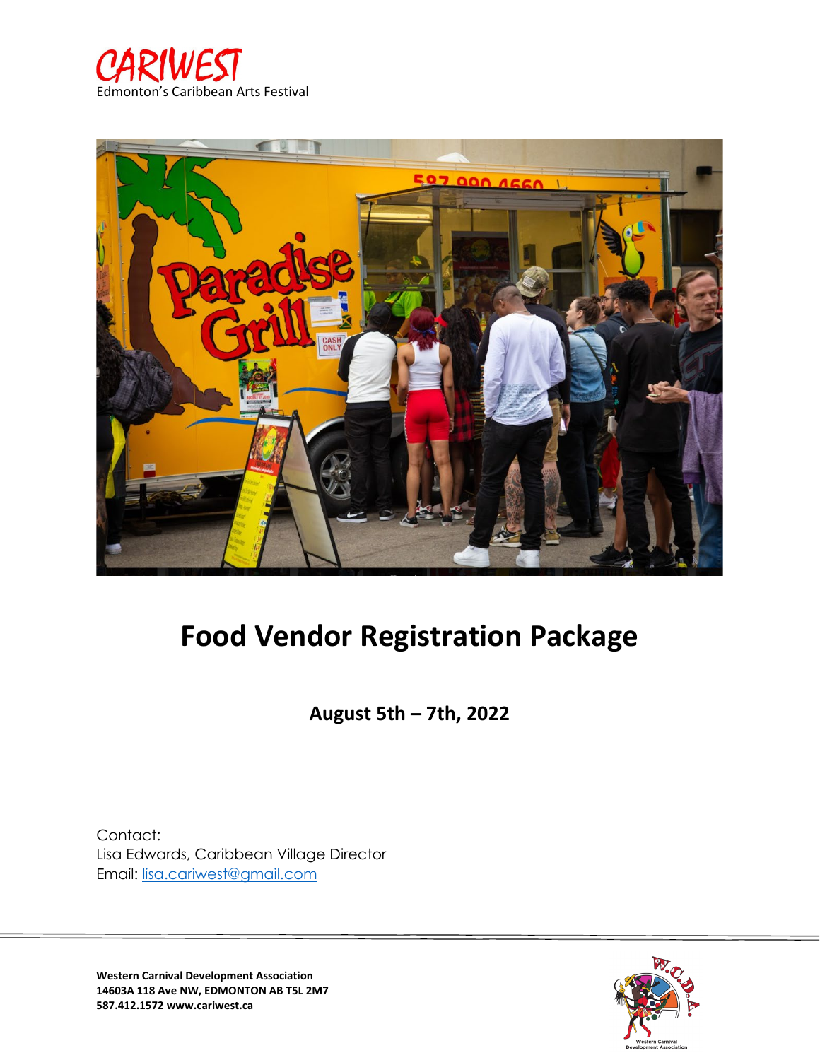CARIWEST
Edmonton's Caribbean Arts Festival

# Food Vendor Registration Package

**August 5th – 7th, 2022**

Contact:
Lisa Edwards, Caribbean Village Director
Email: lisa.cariwest@gmail.com

**Western Carnival Development Association**
**14603A 118 Ave NW, EDMONTON AB T5L 2M7**
**587.412.1572 www.cariwest.ca**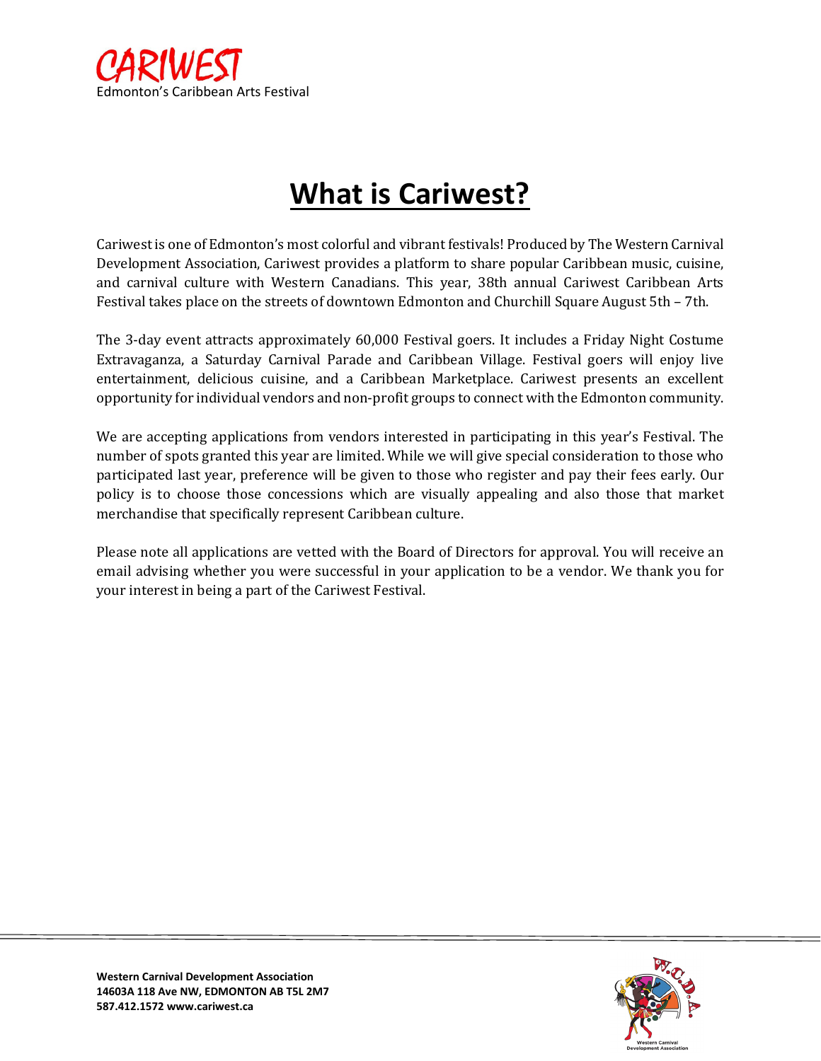# What is Cariwest?

Cariwest is one of Edmonton's most colorful and vibrant festivals! Produced by The Western Carnival Development Association, Cariwest provides a platform to share popular Caribbean music, cuisine, and carnival culture with Western Canadians. This year, 38th annual Cariwest Caribbean Arts Festival takes place on the streets of downtown Edmonton and Churchill Square August 5th – 7th.

The 3-day event attracts approximately 60,000 Festival goers. It includes a Friday Night Costume Extravaganza, a Saturday Carnival Parade and Caribbean Village. Festival goers will enjoy live entertainment, delicious cuisine, and a Caribbean Marketplace. Cariwest presents an excellent opportunity for individual vendors and non-profit groups to connect with the Edmonton community.

We are accepting applications from vendors interested in participating in this year's Festival. The number of spots granted this year are limited. While we will give special consideration to those who participated last year, preference will be given to those who register and pay their fees early. Our policy is to choose those concessions which are visually appealing and also those that market merchandise that specifically represent Caribbean culture.

Please note all applications are vetted with the Board of Directors for approval. You will receive an email advising whether you were successful in your application to be a vendor. We thank you for your interest in being a part of the Cariwest Festival.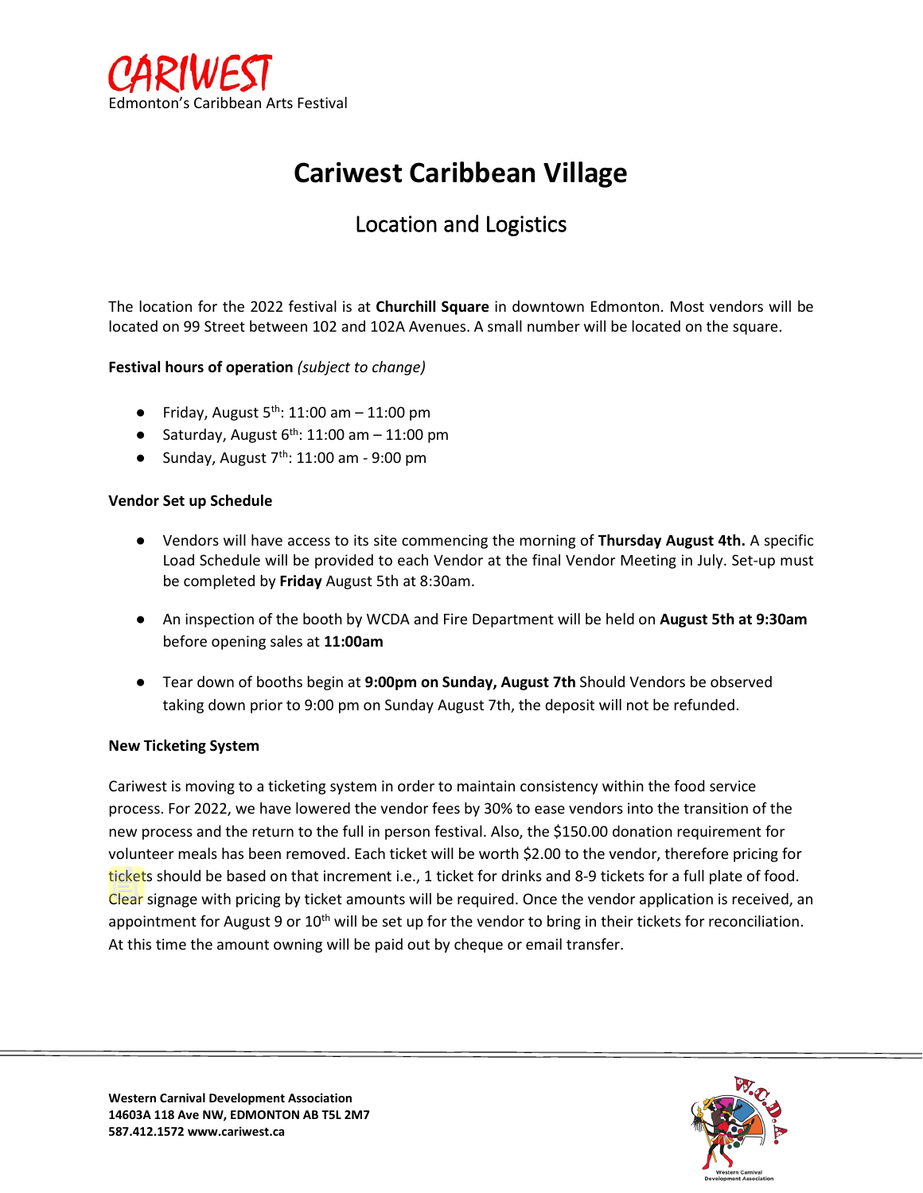CARIWEST
Edmonton's Caribbean Arts Festival

# Cariwest Caribbean Village

## Location and Logistics

The location for the 2022 festival is at **Churchill Square** in downtown Edmonton. Most vendors will be located on 99 Street between 102 and 102A Avenues. A small number will be located on the square.

**Festival hours of operation** *(subject to change)*

- Friday, August 5th: 11:00 am – 11:00 pm
- Saturday, August 6th: 11:00 am – 11:00 pm
- Sunday, August 7th: 11:00 am - 9:00 pm

**Vendor Set up Schedule**

- Vendors will have access to its site commencing the morning of **Thursday August 4th.** A specific Load Schedule will be provided to each Vendor at the final Vendor Meeting in July. Set-up must be completed by **Friday** August 5th at 8:30am.
- An inspection of the booth by WCDA and Fire Department will be held on **August 5th at 9:30am** before opening sales at **11:00am**
- Tear down of booths begin at **9:00pm on Sunday, August 7th** Should Vendors be observed taking down prior to 9:00 pm on Sunday August 7th, the deposit will not be refunded.

**New Ticketing System**

Cariwest is moving to a ticketing system in order to maintain consistency within the food service process. For 2022, we have lowered the vendor fees by 30% to ease vendors into the transition of the new process and the return to the full in person festival. Also, the $150.00 donation requirement for volunteer meals has been removed. Each ticket will be worth $2.00 to the vendor, therefore pricing for tickets should be based on that increment i.e., 1 ticket for drinks and 8-9 tickets for a full plate of food. Clear signage with pricing by ticket amounts will be required. Once the vendor application is received, an appointment for August 9 or 10th will be set up for the vendor to bring in their tickets for reconciliation. At this time the amount owning will be paid out by cheque or email transfer.

**Western Carnival Development Association**
**14603A 118 Ave NW, EDMONTON AB T5L 2M7**
**587.412.1572 www.cariwest.ca**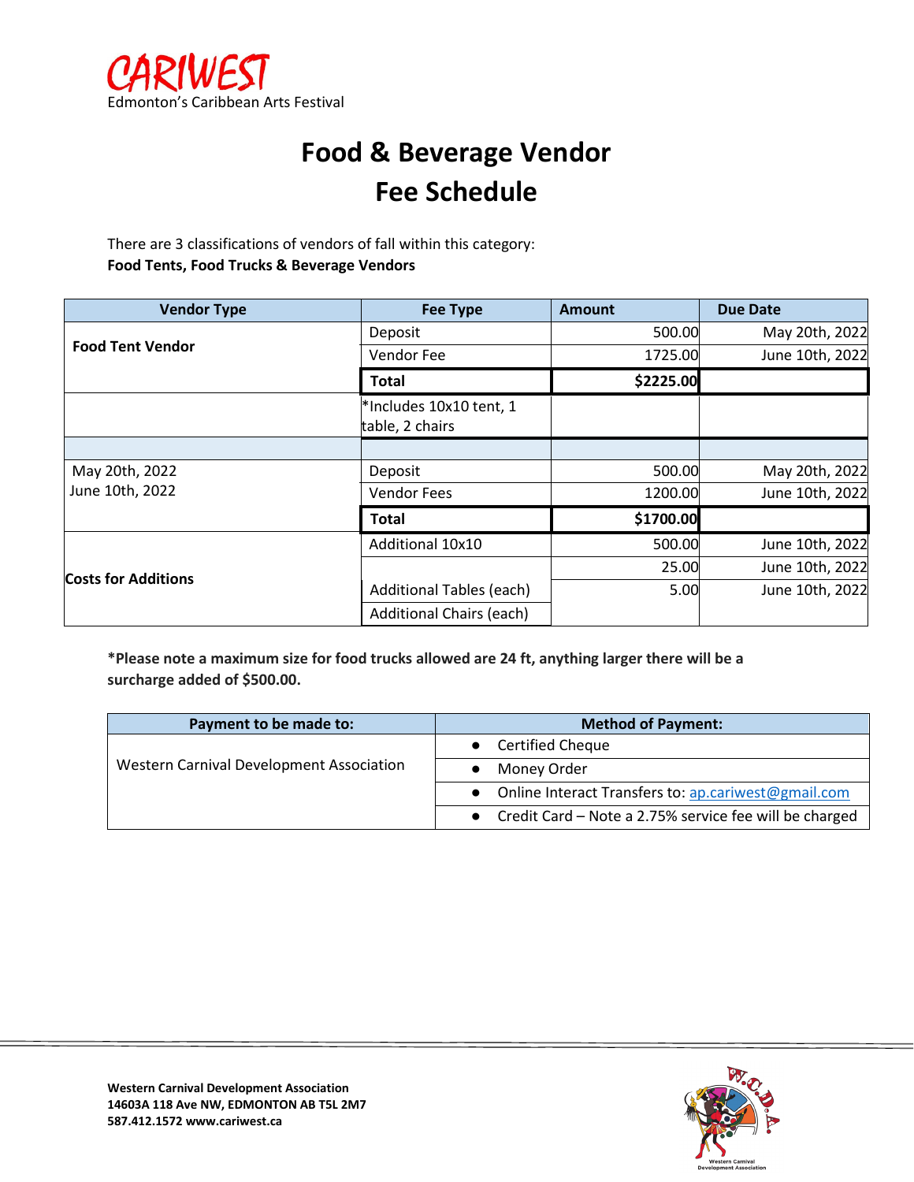CARIWEST
Edmonton's Caribbean Arts Festival

# Food & Beverage Vendor Fee Schedule

There are 3 classifications of vendors of fall within this category:
**Food Tents, Food Trucks & Beverage Vendors**

| Vendor Type | Fee Type | Amount | Due Date |
|---|---|---|---|
| **Food Tent Vendor** | Deposit | 500.00 | May 20th, 2022 |
| | Vendor Fee | 1725.00 | June 10th, 2022 |
| | **Total** | **$2225.00** | |
| | *Includes 10x10 tent, 1 table, 2 chairs | | |
| | | | |
| May 20th, 2022 | Deposit | 500.00 | May 20th, 2022 |
| June 10th, 2022 | Vendor Fees | 1200.00 | June 10th, 2022 |
| | **Total** | **$1700.00** | |
| **Costs for Additions** | Additional 10x10 | 500.00 | June 10th, 2022 |
| | | 25.00 | June 10th, 2022 |
| | Additional Tables (each) | 5.00 | June 10th, 2022 |
| | Additional Chairs (each) | | |

**\*Please note a maximum size for food trucks allowed are 24 ft, anything larger there will be a surcharge added of $500.00.**

| Payment to be made to: | Method of Payment: |
|---|---|
| Western Carnival Development Association | • Certified Cheque |
| | • Money Order |
| | • Online Interact Transfers to: ap.cariwest@gmail.com |
| | • Credit Card – Note a 2.75% service fee will be charged |

**Western Carnival Development Association**
**14603A 118 Ave NW, EDMONTON AB T5L 2M7**
**587.412.1572 www.cariwest.ca**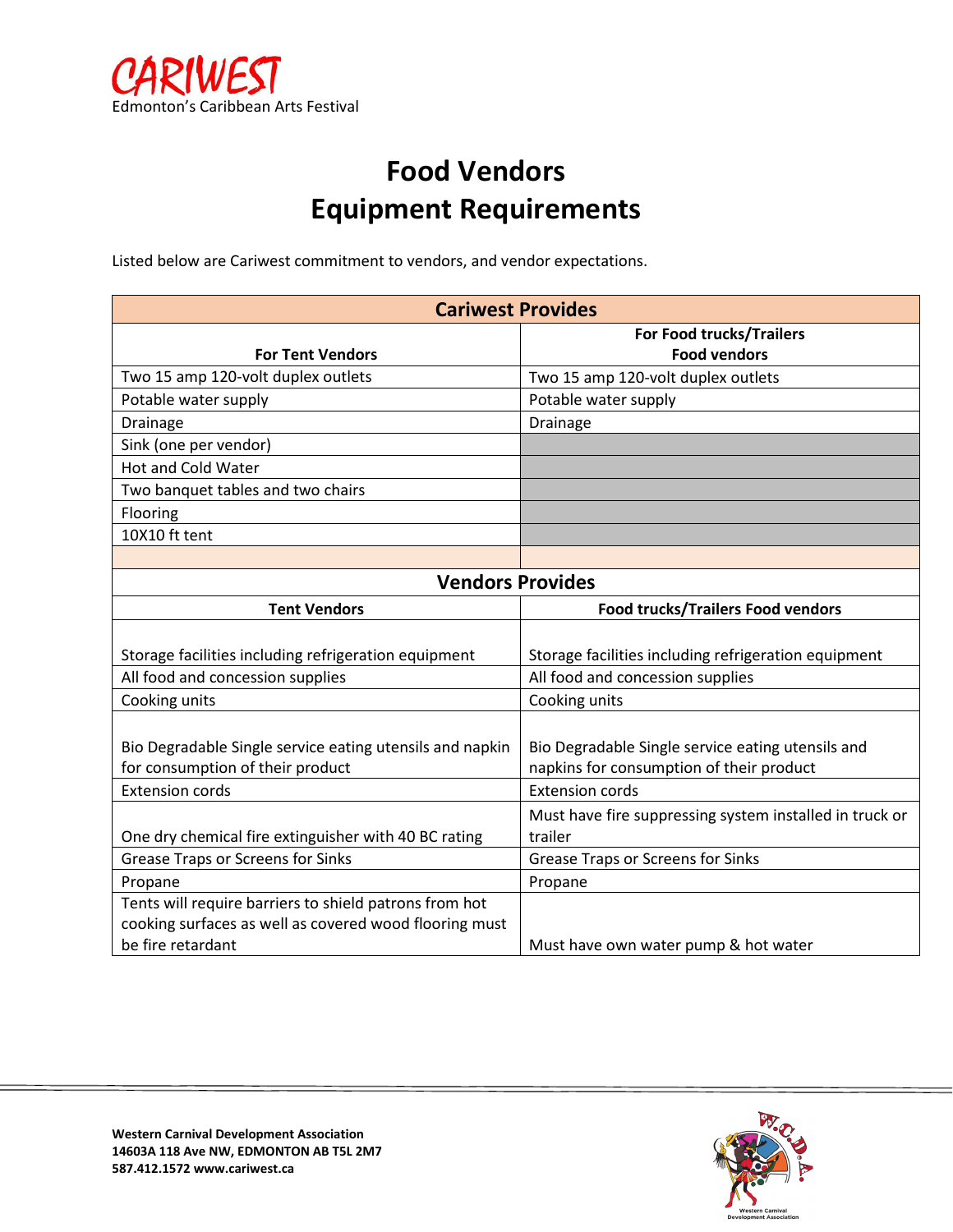CARIWEST
Edmonton's Caribbean Arts Festival

# Food Vendors
# Equipment Requirements

Listed below are Cariwest commitment to vendors, and vendor expectations.

| **Cariwest Provides** | |
|---|---|
| **For Tent Vendors** | **For Food trucks/Trailers Food vendors** |
| Two 15 amp 120-volt duplex outlets | Two 15 amp 120-volt duplex outlets |
| Potable water supply | Potable water supply |
| Drainage | Drainage |
| Sink (one per vendor) | |
| Hot and Cold Water | |
| Two banquet tables and two chairs | |
| Flooring | |
| 10X10 ft tent | |
| | |
| **Vendors Provides** | |
| **Tent Vendors** | **Food trucks/Trailers Food vendors** |
| Storage facilities including refrigeration equipment | Storage facilities including refrigeration equipment |
| All food and concession supplies | All food and concession supplies |
| Cooking units | Cooking units |
| Bio Degradable Single service eating utensils and napkin for consumption of their product | Bio Degradable Single service eating utensils and napkins for consumption of their product |
| Extension cords | Extension cords |
| One dry chemical fire extinguisher with 40 BC rating | Must have fire suppressing system installed in truck or trailer |
| Grease Traps or Screens for Sinks | Grease Traps or Screens for Sinks |
| Propane | Propane |
| Tents will require barriers to shield patrons from hot cooking surfaces as well as covered wood flooring must be fire retardant | Must have own water pump & hot water |

**Western Carnival Development Association**
**14603A 118 Ave NW, EDMONTON AB T5L 2M7**
**587.412.1572 www.cariwest.ca**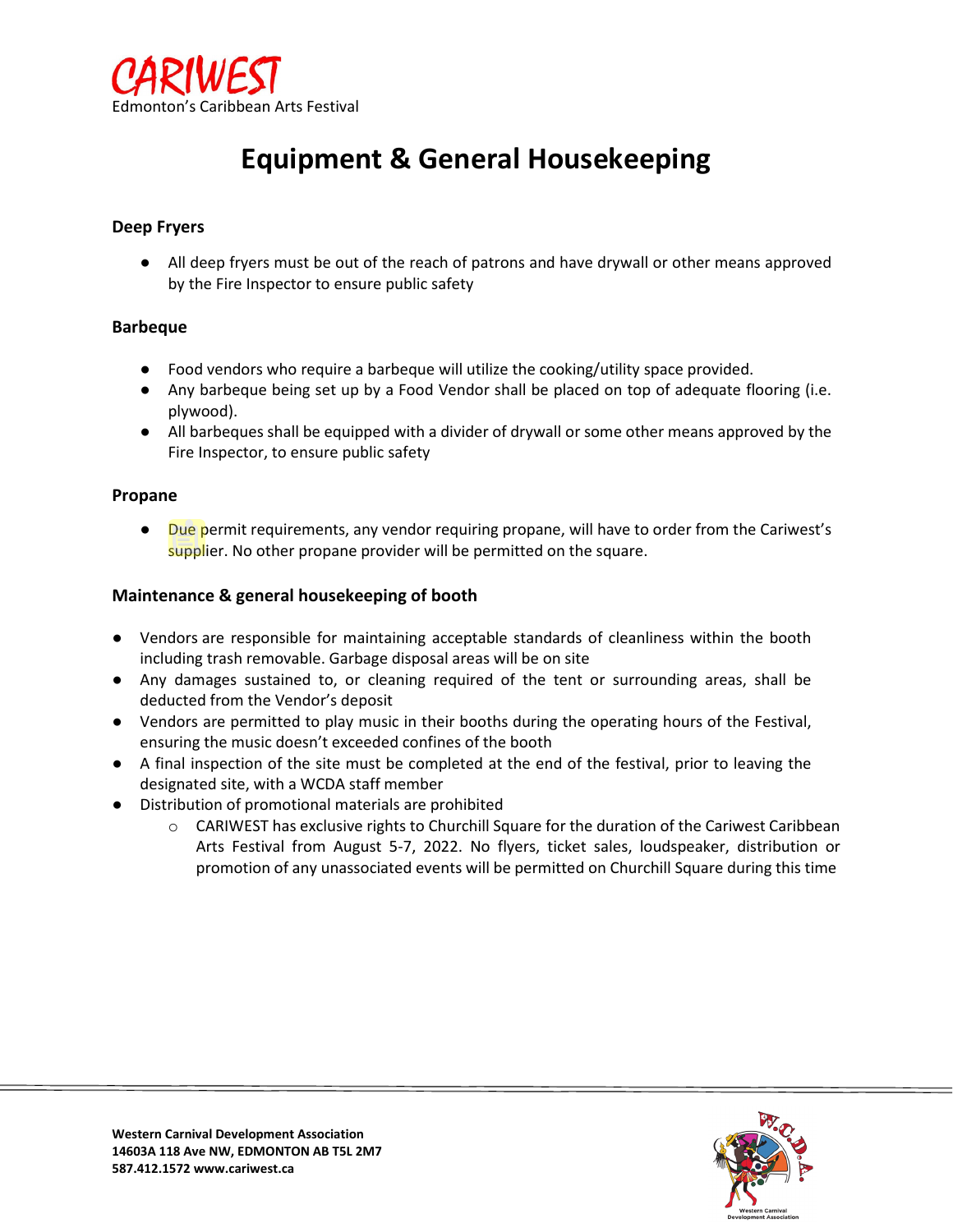# Equipment & General Housekeeping

### Deep Fryers

- All deep fryers must be out of the reach of patrons and have drywall or other means approved by the Fire Inspector to ensure public safety

### Barbeque

- Food vendors who require a barbeque will utilize the cooking/utility space provided.
- Any barbeque being set up by a Food Vendor shall be placed on top of adequate flooring (i.e. plywood).
- All barbeques shall be equipped with a divider of drywall or some other means approved by the Fire Inspector, to ensure public safety

### Propane

- Due permit requirements, any vendor requiring propane, will have to order from the Cariwest's supplier. No other propane provider will be permitted on the square.

### Maintenance & general housekeeping of booth

- Vendors are responsible for maintaining acceptable standards of cleanliness within the booth including trash removable. Garbage disposal areas will be on site
- Any damages sustained to, or cleaning required of the tent or surrounding areas, shall be deducted from the Vendor's deposit
- Vendors are permitted to play music in their booths during the operating hours of the Festival, ensuring the music doesn't exceeded confines of the booth
- A final inspection of the site must be completed at the end of the festival, prior to leaving the designated site, with a WCDA staff member
- Distribution of promotional materials are prohibited
  - CARIWEST has exclusive rights to Churchill Square for the duration of the Cariwest Caribbean Arts Festival from August 5-7, 2022. No flyers, ticket sales, loudspeaker, distribution or promotion of any unassociated events will be permitted on Churchill Square during this time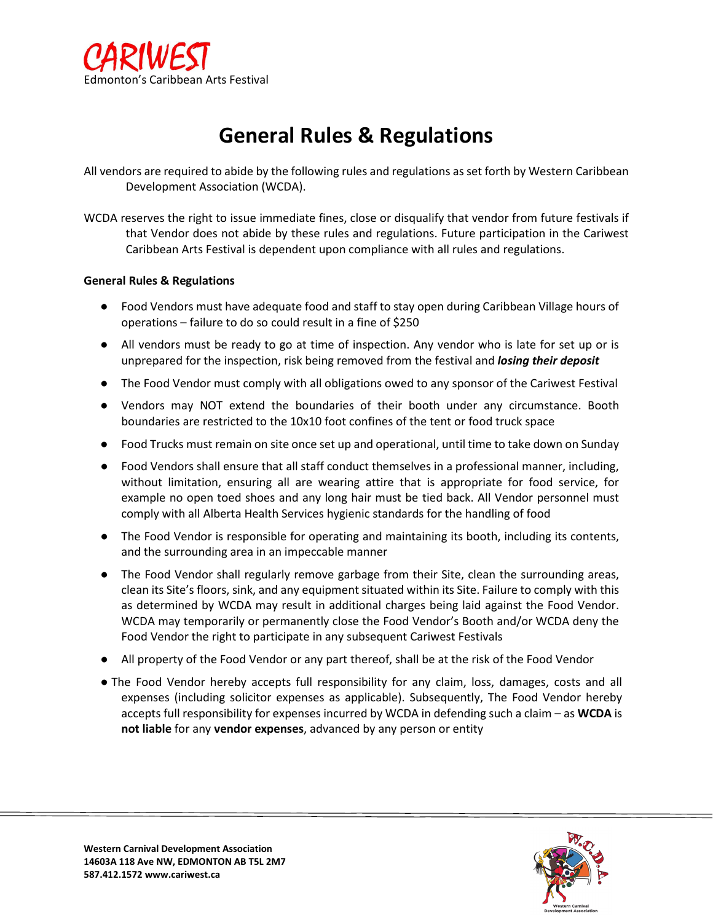# General Rules & Regulations

All vendors are required to abide by the following rules and regulations as set forth by Western Caribbean Development Association (WCDA).

WCDA reserves the right to issue immediate fines, close or disqualify that vendor from future festivals if that Vendor does not abide by these rules and regulations. Future participation in the Cariwest Caribbean Arts Festival is dependent upon compliance with all rules and regulations.

**General Rules & Regulations**

- Food Vendors must have adequate food and staff to stay open during Caribbean Village hours of operations – failure to do so could result in a fine of $250
- All vendors must be ready to go at time of inspection. Any vendor who is late for set up or is unprepared for the inspection, risk being removed from the festival and ***losing their deposit***
- The Food Vendor must comply with all obligations owed to any sponsor of the Cariwest Festival
- Vendors may NOT extend the boundaries of their booth under any circumstance. Booth boundaries are restricted to the 10x10 foot confines of the tent or food truck space
- Food Trucks must remain on site once set up and operational, until time to take down on Sunday
- Food Vendors shall ensure that all staff conduct themselves in a professional manner, including, without limitation, ensuring all are wearing attire that is appropriate for food service, for example no open toed shoes and any long hair must be tied back. All Vendor personnel must comply with all Alberta Health Services hygienic standards for the handling of food
- The Food Vendor is responsible for operating and maintaining its booth, including its contents, and the surrounding area in an impeccable manner
- The Food Vendor shall regularly remove garbage from their Site, clean the surrounding areas, clean its Site's floors, sink, and any equipment situated within its Site. Failure to comply with this as determined by WCDA may result in additional charges being laid against the Food Vendor. WCDA may temporarily or permanently close the Food Vendor's Booth and/or WCDA deny the Food Vendor the right to participate in any subsequent Cariwest Festivals
- All property of the Food Vendor or any part thereof, shall be at the risk of the Food Vendor
- The Food Vendor hereby accepts full responsibility for any claim, loss, damages, costs and all expenses (including solicitor expenses as applicable). Subsequently, The Food Vendor hereby accepts full responsibility for expenses incurred by WCDA in defending such a claim – as **WCDA** is **not liable** for any **vendor expenses**, advanced by any person or entity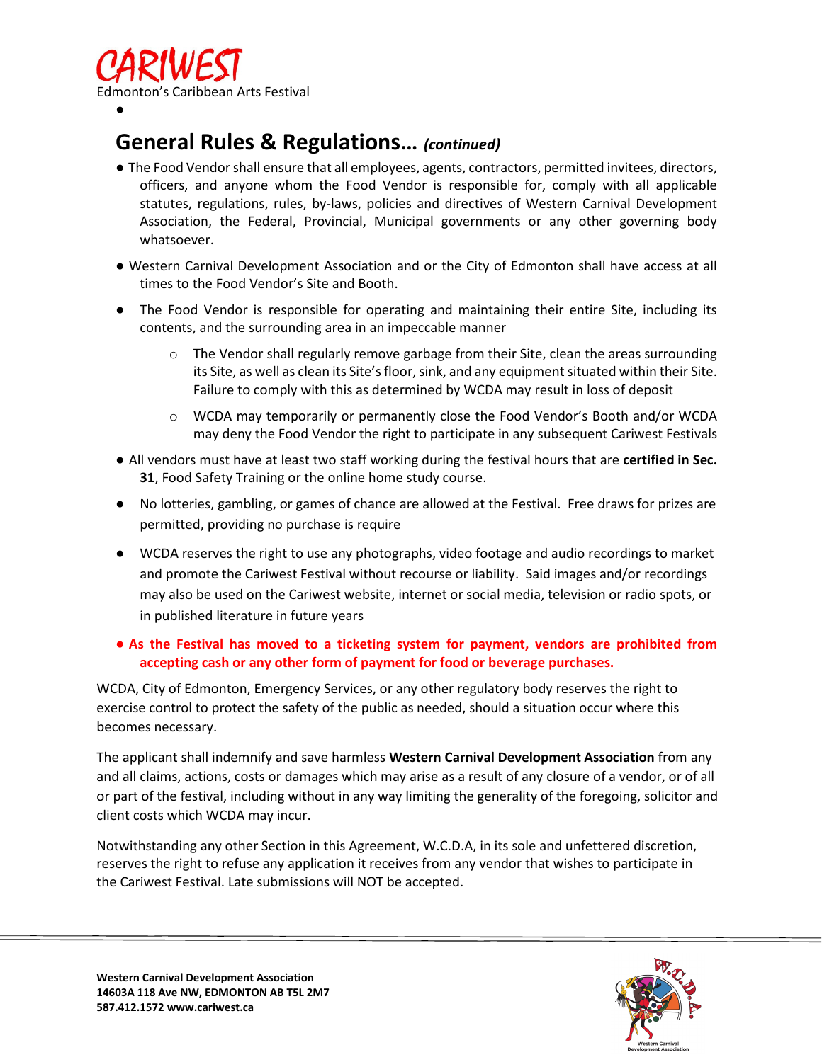## General Rules & Regulations… *(continued)*

- The Food Vendor shall ensure that all employees, agents, contractors, permitted invitees, directors, officers, and anyone whom the Food Vendor is responsible for, comply with all applicable statutes, regulations, rules, by-laws, policies and directives of Western Carnival Development Association, the Federal, Provincial, Municipal governments or any other governing body whatsoever.
- Western Carnival Development Association and or the City of Edmonton shall have access at all times to the Food Vendor's Site and Booth.
- The Food Vendor is responsible for operating and maintaining their entire Site, including its contents, and the surrounding area in an impeccable manner
  - The Vendor shall regularly remove garbage from their Site, clean the areas surrounding its Site, as well as clean its Site's floor, sink, and any equipment situated within their Site. Failure to comply with this as determined by WCDA may result in loss of deposit
  - WCDA may temporarily or permanently close the Food Vendor's Booth and/or WCDA may deny the Food Vendor the right to participate in any subsequent Cariwest Festivals
- All vendors must have at least two staff working during the festival hours that are **certified in Sec. 31**, Food Safety Training or the online home study course.
- No lotteries, gambling, or games of chance are allowed at the Festival. Free draws for prizes are permitted, providing no purchase is require
- WCDA reserves the right to use any photographs, video footage and audio recordings to market and promote the Cariwest Festival without recourse or liability. Said images and/or recordings may also be used on the Cariwest website, internet or social media, television or radio spots, or in published literature in future years
- **As the Festival has moved to a ticketing system for payment, vendors are prohibited from accepting cash or any other form of payment for food or beverage purchases.**

WCDA, City of Edmonton, Emergency Services, or any other regulatory body reserves the right to exercise control to protect the safety of the public as needed, should a situation occur where this becomes necessary.

The applicant shall indemnify and save harmless **Western Carnival Development Association** from any and all claims, actions, costs or damages which may arise as a result of any closure of a vendor, or of all or part of the festival, including without in any way limiting the generality of the foregoing, solicitor and client costs which WCDA may incur.

Notwithstanding any other Section in this Agreement, W.C.D.A, in its sole and unfettered discretion, reserves the right to refuse any application it receives from any vendor that wishes to participate in the Cariwest Festival. Late submissions will NOT be accepted.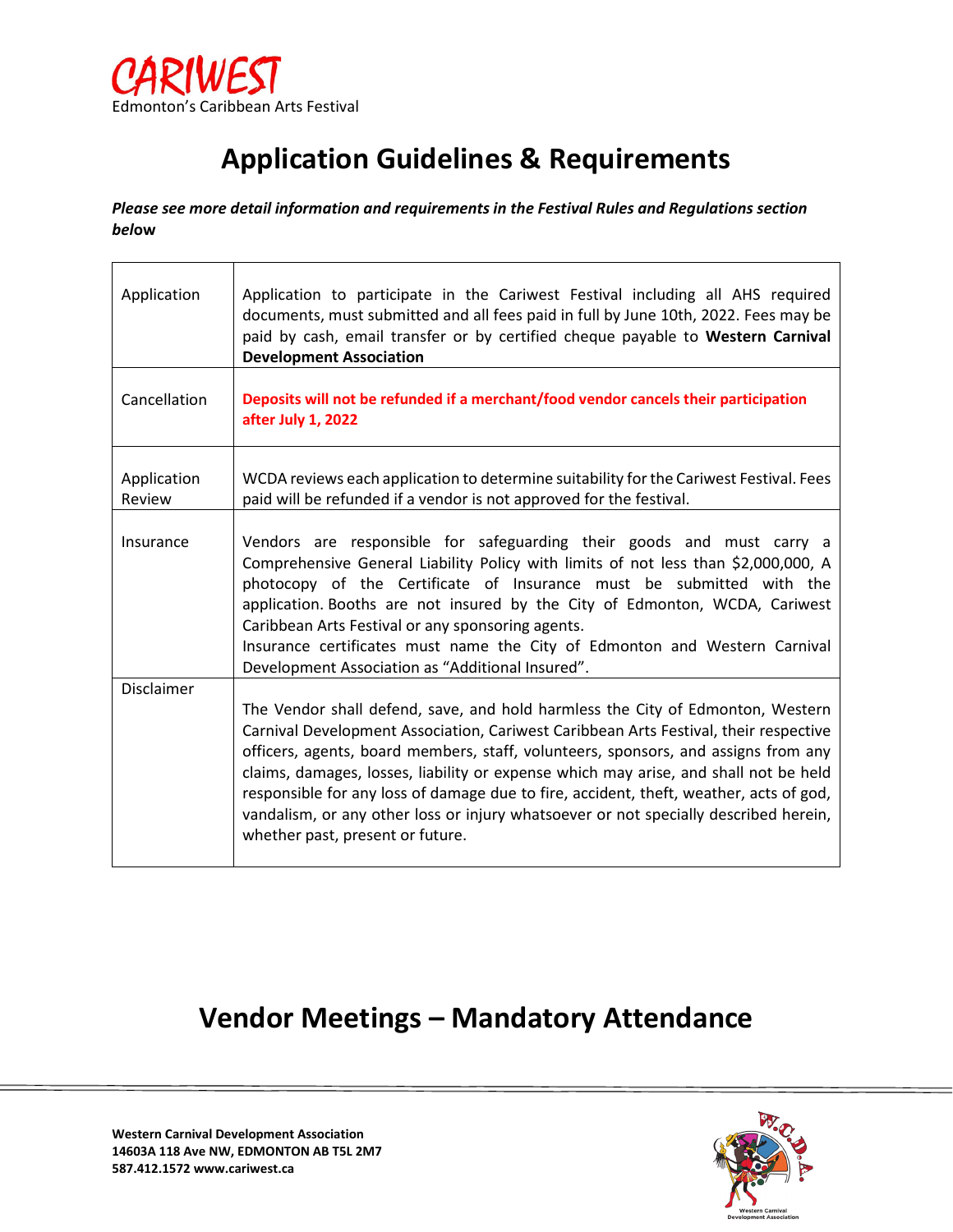# Application Guidelines & Requirements

***Please see more detail information and requirements in the Festival Rules and Regulations section below***

| | |
|---|---|
| Application | Application to participate in the Cariwest Festival including all AHS required documents, must submitted and all fees paid in full by June 10th, 2022. Fees may be paid by cash, email transfer or by certified cheque payable to **Western Carnival Development Association** |
| Cancellation | **Deposits will not be refunded if a merchant/food vendor cancels their participation after July 1, 2022** |
| Application Review | WCDA reviews each application to determine suitability for the Cariwest Festival. Fees paid will be refunded if a vendor is not approved for the festival. |
| Insurance | Vendors are responsible for safeguarding their goods and must carry a Comprehensive General Liability Policy with limits of not less than $2,000,000, A photocopy of the Certificate of Insurance must be submitted with the application. Booths are not insured by the City of Edmonton, WCDA, Cariwest Caribbean Arts Festival or any sponsoring agents.<br>Insurance certificates must name the City of Edmonton and Western Carnival Development Association as "Additional Insured". |
| Disclaimer | The Vendor shall defend, save, and hold harmless the City of Edmonton, Western Carnival Development Association, Cariwest Caribbean Arts Festival, their respective officers, agents, board members, staff, volunteers, sponsors, and assigns from any claims, damages, losses, liability or expense which may arise, and shall not be held responsible for any loss of damage due to fire, accident, theft, weather, acts of god, vandalism, or any other loss or injury whatsoever or not specially described herein, whether past, present or future. |

# Vendor Meetings – Mandatory Attendance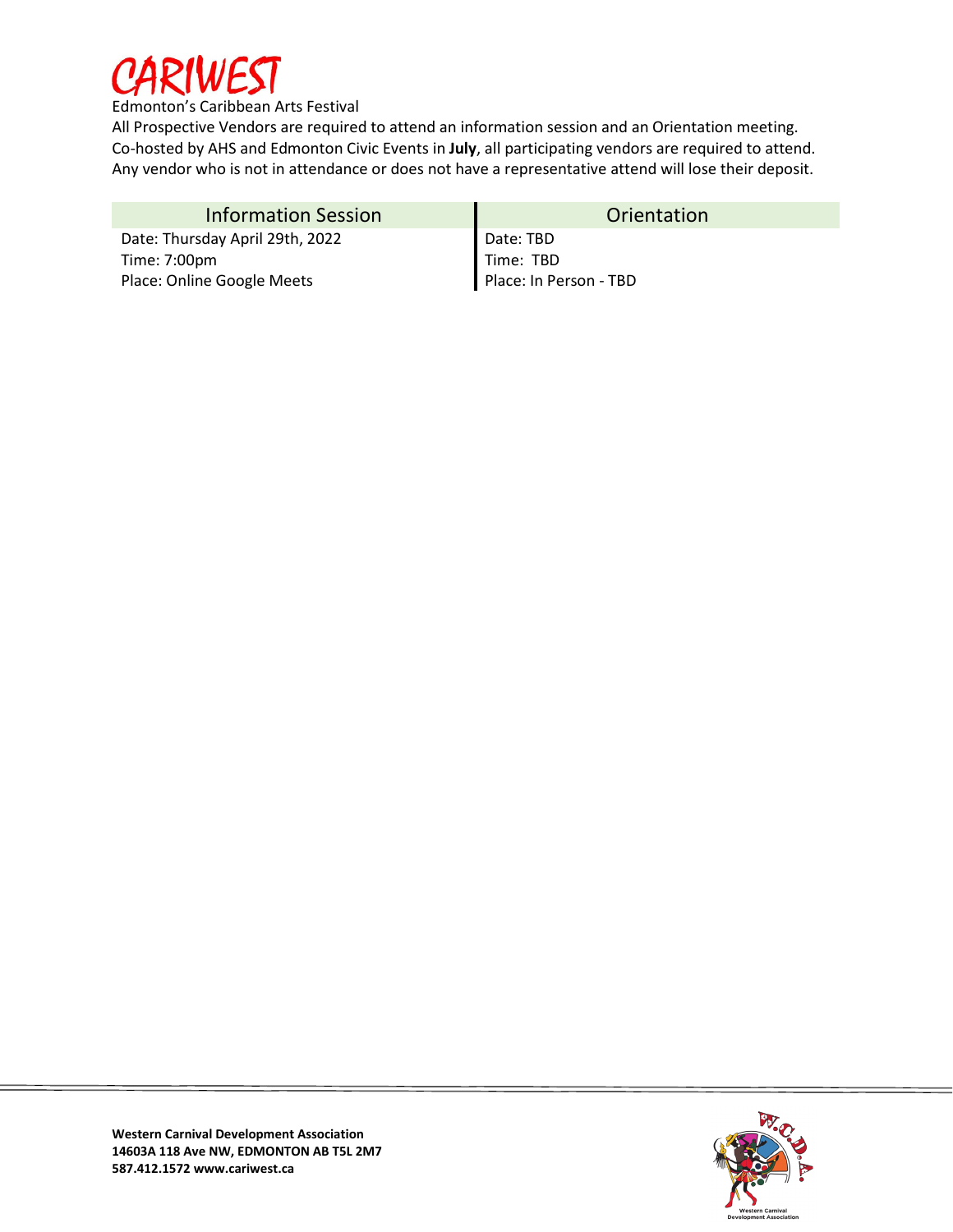# CARIWEST

Edmonton's Caribbean Arts Festival

All Prospective Vendors are required to attend an information session and an Orientation meeting. Co-hosted by AHS and Edmonton Civic Events in **July**, all participating vendors are required to attend. Any vendor who is not in attendance or does not have a representative attend will lose their deposit.

| Information Session | Orientation |
| --- | --- |
| Date: Thursday April 29th, 2022 | Date: TBD |
| Time: 7:00pm | Time: TBD |
| Place: Online Google Meets | Place: In Person - TBD |

**Western Carnival Development Association**
**14603A 118 Ave NW, EDMONTON AB T5L 2M7**
**587.412.1572 www.cariwest.ca**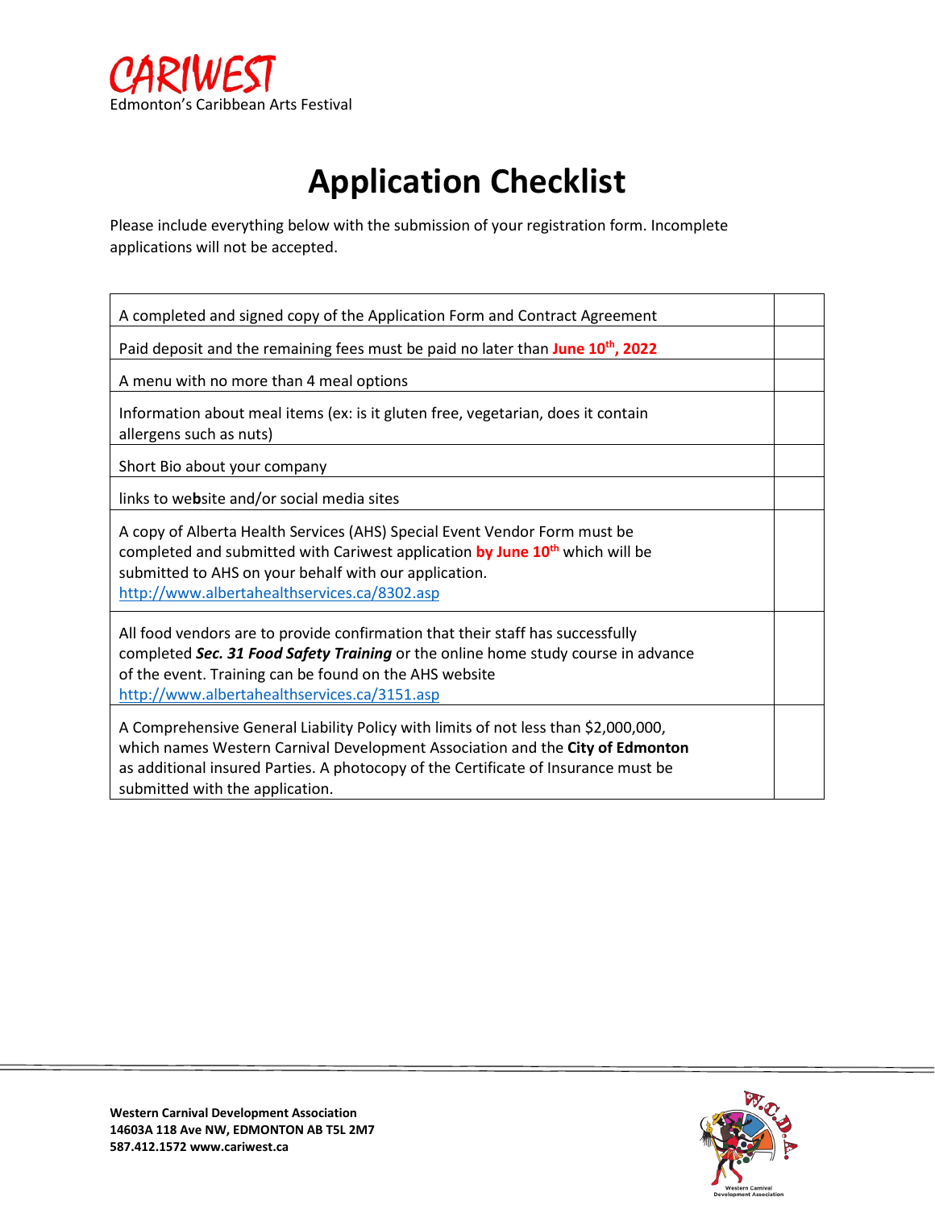CARIWEST
Edmonton's Caribbean Arts Festival

# Application Checklist

Please include everything below with the submission of your registration form. Incomplete applications will not be accepted.

| | |
|---|---|
| A completed and signed copy of the Application Form and Contract Agreement | |
| Paid deposit and the remaining fees must be paid no later than **June 10th, 2022** | |
| A menu with no more than 4 meal options | |
| Information about meal items (ex: is it gluten free, vegetarian, does it contain allergens such as nuts) | |
| Short Bio about your company | |
| links to website and/or social media sites | |
| A copy of Alberta Health Services (AHS) Special Event Vendor Form must be completed and submitted with Cariwest application **by June 10th** which will be submitted to AHS on your behalf with our application. http://www.albertahealthservices.ca/8302.asp | |
| All food vendors are to provide confirmation that their staff has successfully completed ***Sec. 31 Food Safety Training*** or the online home study course in advance of the event. Training can be found on the AHS website http://www.albertahealthservices.ca/3151.asp | |
| A Comprehensive General Liability Policy with limits of not less than $2,000,000, which names Western Carnival Development Association and the **City of Edmonton** as additional insured Parties. A photocopy of the Certificate of Insurance must be submitted with the application. | |

**Western Carnival Development Association**
**14603A 118 Ave NW, EDMONTON AB T5L 2M7**
**587.412.1572 www.cariwest.ca**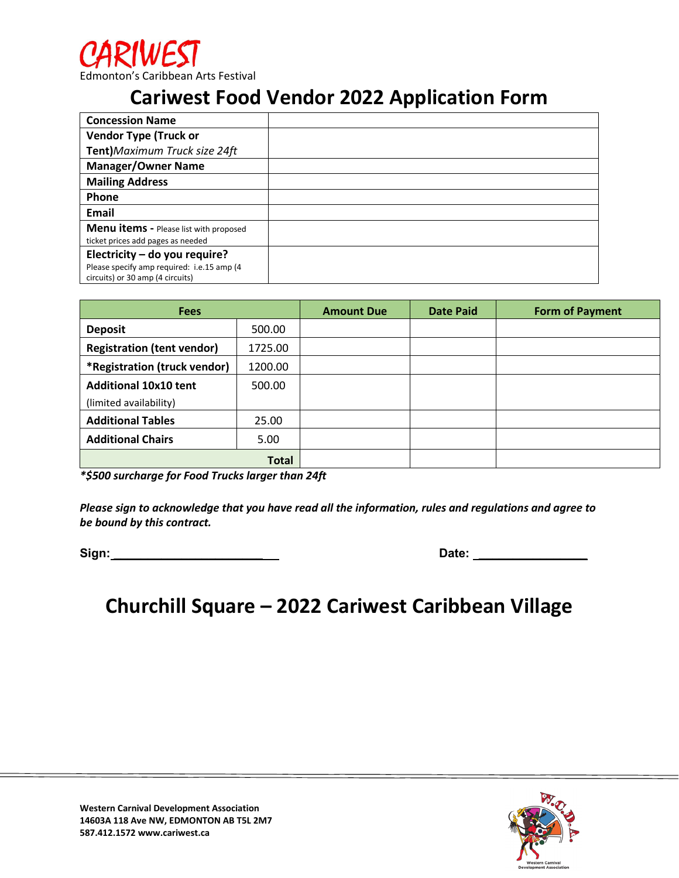CARIWEST

Edmonton's Caribbean Arts Festival

# Cariwest Food Vendor 2022 Application Form

| | |
|---|---|
| **Concession Name** | |
| **Vendor Type (Truck or Tent)** *Maximum Truck size 24ft* | |
| **Manager/Owner Name** | |
| **Mailing Address** | |
| **Phone** | |
| **Email** | |
| **Menu items** - Please list with proposed ticket prices add pages as needed | |
| **Electricity – do you require?** Please specify amp required: i.e.15 amp (4 circuits) or 30 amp (4 circuits) | |

| Fees | | Amount Due | Date Paid | Form of Payment |
|---|---|---|---|---|
| **Deposit** | 500.00 | | | |
| **Registration (tent vendor)** | 1725.00 | | | |
| ***Registration (truck vendor)** | 1200.00 | | | |
| **Additional 10x10 tent** (limited availability) | 500.00 | | | |
| **Additional Tables** | 25.00 | | | |
| **Additional Chairs** | 5.00 | | | |
| | **Total** | | | |

***$500 surcharge for Food Trucks larger than 24ft***

***Please sign to acknowledge that you have read all the information, rules and regulations and agree to be bound by this contract.***

**Sign:**_________________________ **Date:** _________________

# Churchill Square – 2022 Cariwest Caribbean Village

**Western Carnival Development Association**
**14603A 118 Ave NW, EDMONTON AB T5L 2M7**
**587.412.1572 www.cariwest.ca**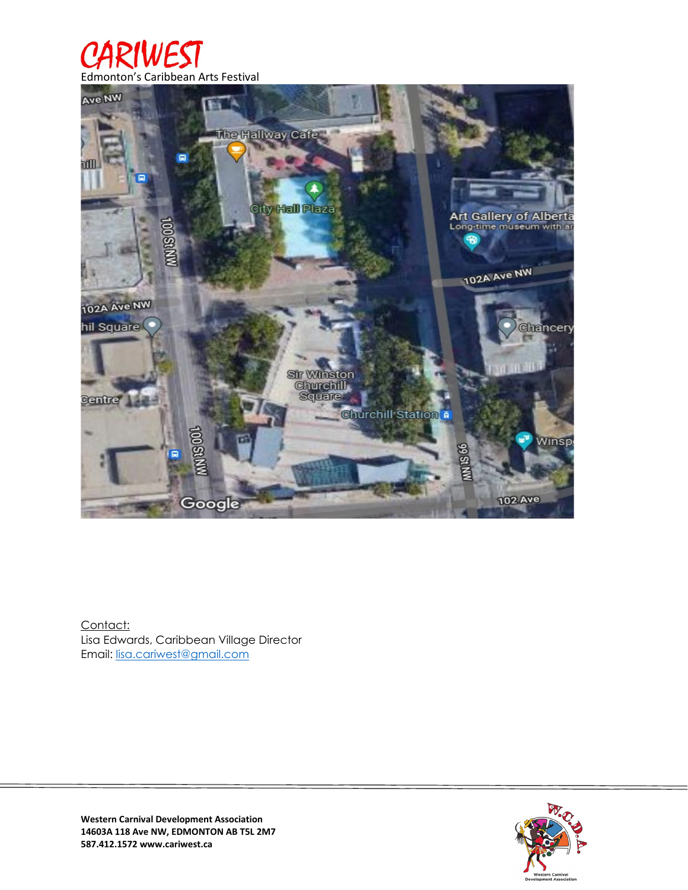CARIWEST

Edmonton's Caribbean Arts Festival

Contact:
Lisa Edwards, Caribbean Village Director
Email: lisa.cariwest@gmail.com

**Western Carnival Development Association**
**14603A 118 Ave NW, EDMONTON AB T5L 2M7**
**587.412.1572 www.cariwest.ca**